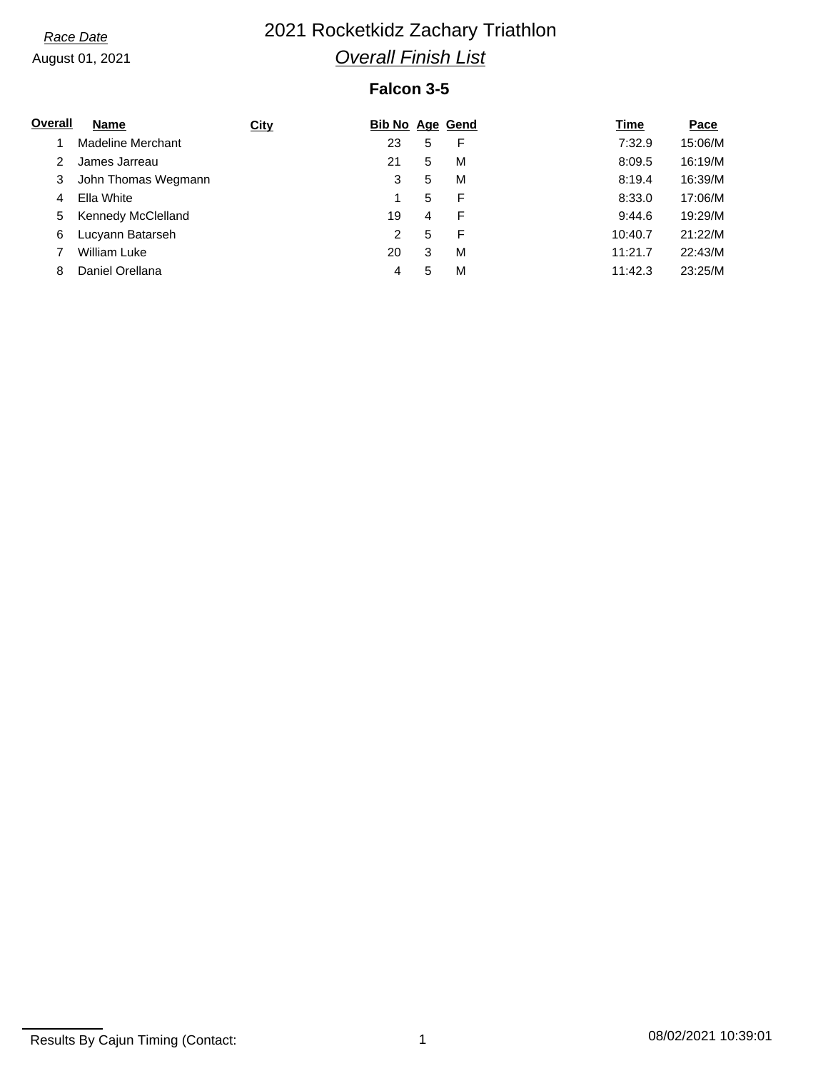*Race Date*

August 01, 2021

# 2021 Rocketkidz Zachary Triathlon

## *Overall Finish List*

### Falcon 3-5

| Overall | Name | City | Bib No | Age | Gend | Time | Pace |
|---|---|---|---|---|---|---|---|
| 1 | Madeline Merchant | | 23 | 5 | F | 7:32.9 | 15:06/M |
| 2 | James Jarreau | | 21 | 5 | M | 8:09.5 | 16:19/M |
| 3 | John Thomas Wegmann | | 3 | 5 | M | 8:19.4 | 16:39/M |
| 4 | Ella White | | 1 | 5 | F | 8:33.0 | 17:06/M |
| 5 | Kennedy McClelland | | 19 | 4 | F | 9:44.6 | 19:29/M |
| 6 | Lucyann Batarseh | | 2 | 5 | F | 10:40.7 | 21:22/M |
| 7 | William Luke | | 20 | 3 | M | 11:21.7 | 22:43/M |
| 8 | Daniel Orellana | | 4 | 5 | M | 11:42.3 | 23:25/M |

Results By Cajun Timing (Contact:

08/02/2021 10:39:01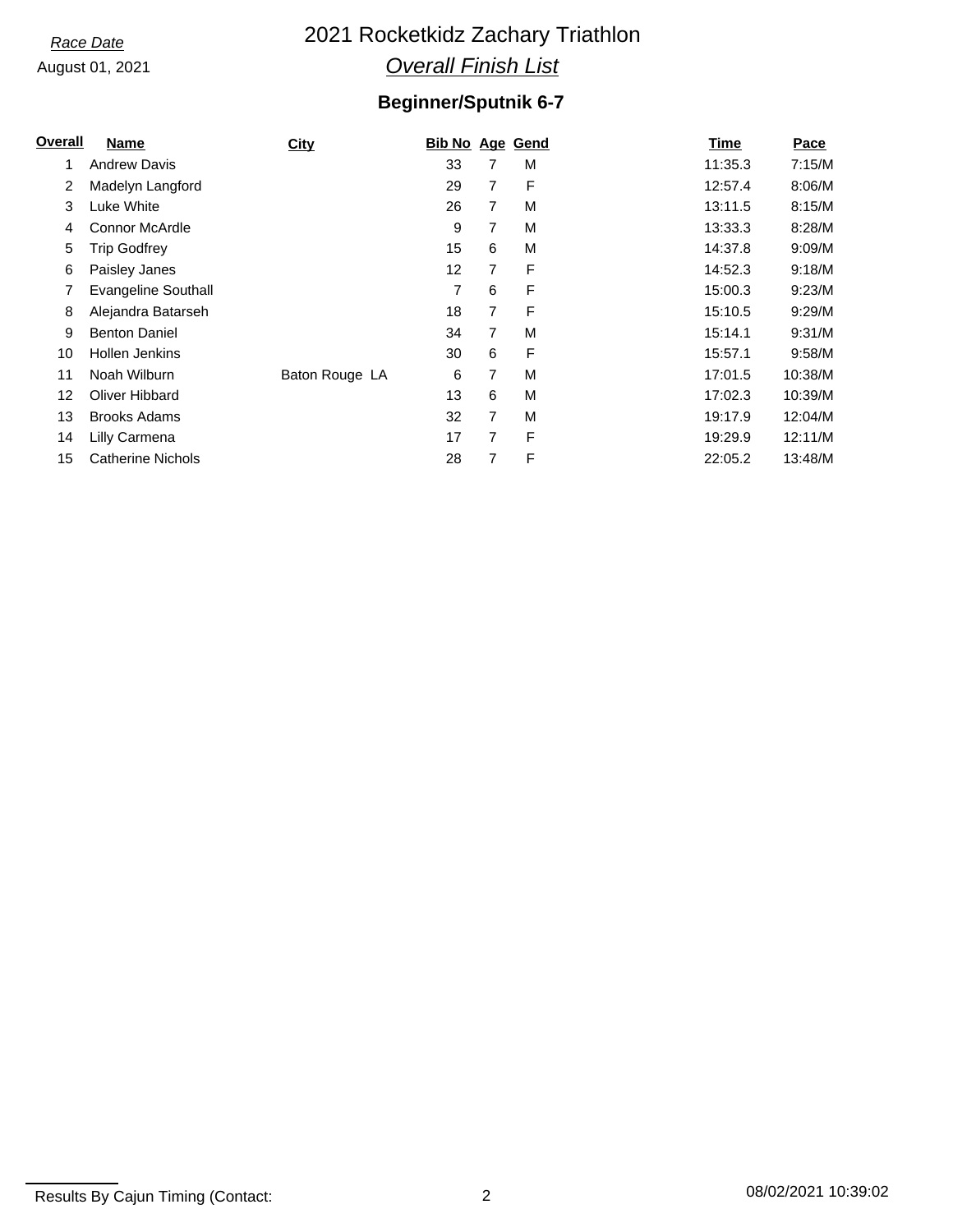*Race Date*

August 01, 2021

# 2021 Rocketkidz Zachary Triathlon

## *Overall Finish List*

### Beginner/Sputnik 6-7

| Overall | Name | City | Bib No | Age | Gend | Time | Pace |
|---|---|---|---|---|---|---|---|
| 1 | Andrew Davis | | 33 | 7 | M | 11:35.3 | 7:15/M |
| 2 | Madelyn Langford | | 29 | 7 | F | 12:57.4 | 8:06/M |
| 3 | Luke White | | 26 | 7 | M | 13:11.5 | 8:15/M |
| 4 | Connor McArdle | | 9 | 7 | M | 13:33.3 | 8:28/M |
| 5 | Trip Godfrey | | 15 | 6 | M | 14:37.8 | 9:09/M |
| 6 | Paisley Janes | | 12 | 7 | F | 14:52.3 | 9:18/M |
| 7 | Evangeline Southall | | 7 | 6 | F | 15:00.3 | 9:23/M |
| 8 | Alejandra Batarseh | | 18 | 7 | F | 15:10.5 | 9:29/M |
| 9 | Benton Daniel | | 34 | 7 | M | 15:14.1 | 9:31/M |
| 10 | Hollen Jenkins | | 30 | 6 | F | 15:57.1 | 9:58/M |
| 11 | Noah Wilburn | Baton Rouge LA | 6 | 7 | M | 17:01.5 | 10:38/M |
| 12 | Oliver Hibbard | | 13 | 6 | M | 17:02.3 | 10:39/M |
| 13 | Brooks Adams | | 32 | 7 | M | 19:17.9 | 12:04/M |
| 14 | Lilly Carmena | | 17 | 7 | F | 19:29.9 | 12:11/M |
| 15 | Catherine Nichols | | 28 | 7 | F | 22:05.2 | 13:48/M |

Results By Cajun Timing (Contact:

08/02/2021 10:39:02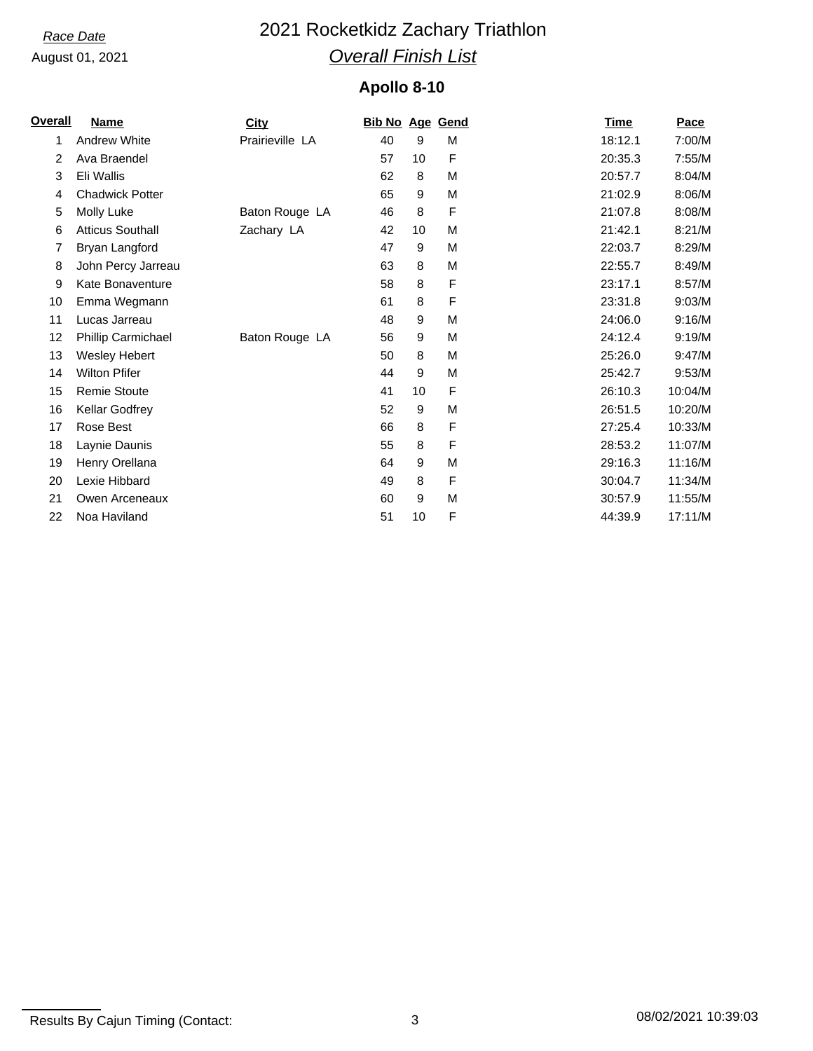*Race Date*

August 01, 2021

# 2021 Rocketkidz Zachary Triathlon

## *Overall Finish List*

### Apollo 8-10

| Overall | Name | City | Bib No | Age | Gend | Time | Pace |
|---|---|---|---|---|---|---|---|
| 1 | Andrew White | Prairieville LA | 40 | 9 | M | 18:12.1 | 7:00/M |
| 2 | Ava Braendel | | 57 | 10 | F | 20:35.3 | 7:55/M |
| 3 | Eli Wallis | | 62 | 8 | M | 20:57.7 | 8:04/M |
| 4 | Chadwick Potter | | 65 | 9 | M | 21:02.9 | 8:06/M |
| 5 | Molly Luke | Baton Rouge LA | 46 | 8 | F | 21:07.8 | 8:08/M |
| 6 | Atticus Southall | Zachary LA | 42 | 10 | M | 21:42.1 | 8:21/M |
| 7 | Bryan Langford | | 47 | 9 | M | 22:03.7 | 8:29/M |
| 8 | John Percy Jarreau | | 63 | 8 | M | 22:55.7 | 8:49/M |
| 9 | Kate Bonaventure | | 58 | 8 | F | 23:17.1 | 8:57/M |
| 10 | Emma Wegmann | | 61 | 8 | F | 23:31.8 | 9:03/M |
| 11 | Lucas Jarreau | | 48 | 9 | M | 24:06.0 | 9:16/M |
| 12 | Phillip Carmichael | Baton Rouge LA | 56 | 9 | M | 24:12.4 | 9:19/M |
| 13 | Wesley Hebert | | 50 | 8 | M | 25:26.0 | 9:47/M |
| 14 | Wilton Pfifer | | 44 | 9 | M | 25:42.7 | 9:53/M |
| 15 | Remie Stoute | | 41 | 10 | F | 26:10.3 | 10:04/M |
| 16 | Kellar Godfrey | | 52 | 9 | M | 26:51.5 | 10:20/M |
| 17 | Rose Best | | 66 | 8 | F | 27:25.4 | 10:33/M |
| 18 | Laynie Daunis | | 55 | 8 | F | 28:53.2 | 11:07/M |
| 19 | Henry Orellana | | 64 | 9 | M | 29:16.3 | 11:16/M |
| 20 | Lexie Hibbard | | 49 | 8 | F | 30:04.7 | 11:34/M |
| 21 | Owen Arceneaux | | 60 | 9 | M | 30:57.9 | 11:55/M |
| 22 | Noa Haviland | | 51 | 10 | F | 44:39.9 | 17:11/M |

Results By Cajun Timing (Contact:

08/02/2021 10:39:03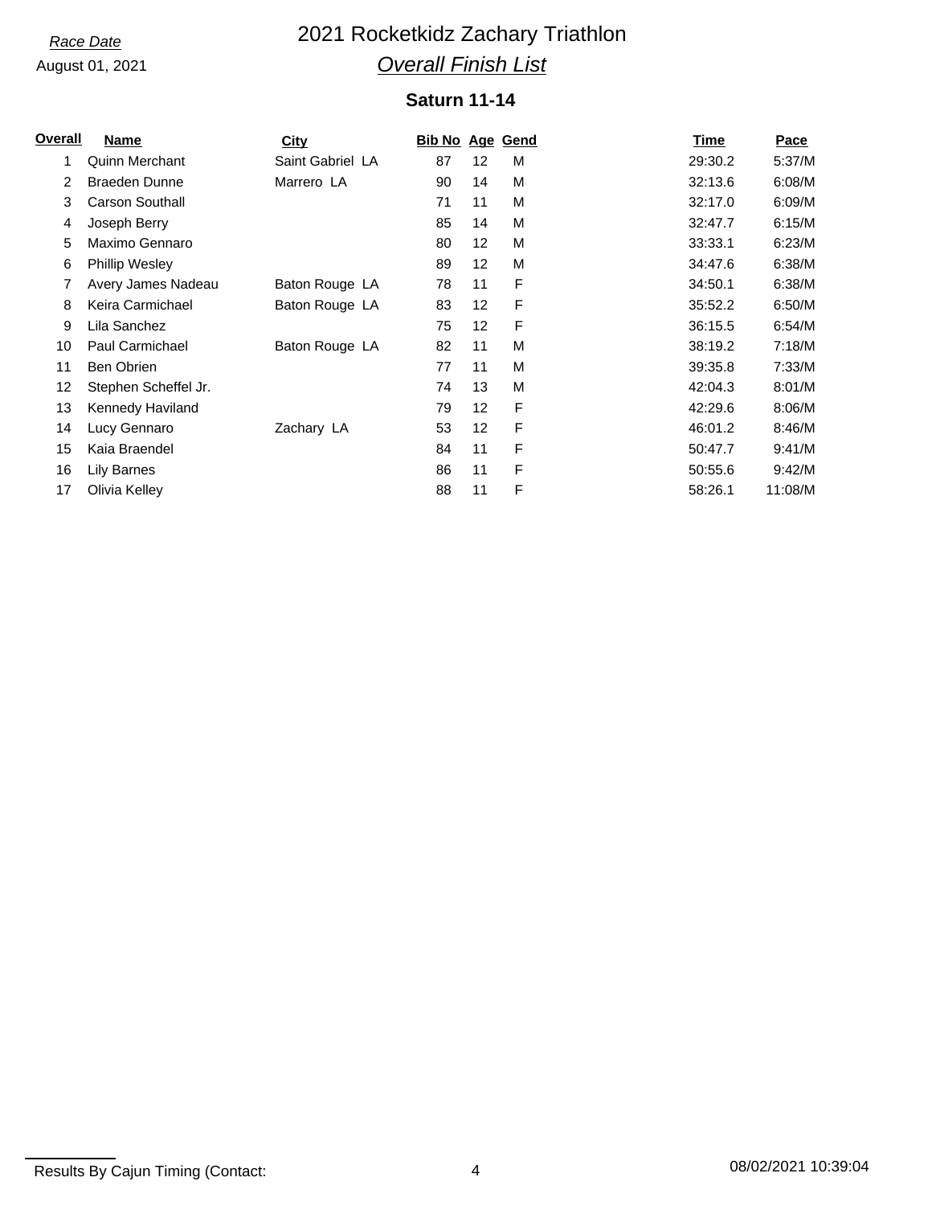*Race Date*

August 01, 2021

# 2021 Rocketkidz Zachary Triathlon

## *Overall Finish List*

### Saturn 11-14

| Overall | Name | City | Bib No | Age | Gend | Time | Pace |
|---|---|---|---|---|---|---|---|
| 1 | Quinn Merchant | Saint Gabriel LA | 87 | 12 | M | 29:30.2 | 5:37/M |
| 2 | Braeden Dunne | Marrero LA | 90 | 14 | M | 32:13.6 | 6:08/M |
| 3 | Carson Southall | | 71 | 11 | M | 32:17.0 | 6:09/M |
| 4 | Joseph Berry | | 85 | 14 | M | 32:47.7 | 6:15/M |
| 5 | Maximo Gennaro | | 80 | 12 | M | 33:33.1 | 6:23/M |
| 6 | Phillip Wesley | | 89 | 12 | M | 34:47.6 | 6:38/M |
| 7 | Avery James Nadeau | Baton Rouge LA | 78 | 11 | F | 34:50.1 | 6:38/M |
| 8 | Keira Carmichael | Baton Rouge LA | 83 | 12 | F | 35:52.2 | 6:50/M |
| 9 | Lila Sanchez | | 75 | 12 | F | 36:15.5 | 6:54/M |
| 10 | Paul Carmichael | Baton Rouge LA | 82 | 11 | M | 38:19.2 | 7:18/M |
| 11 | Ben Obrien | | 77 | 11 | M | 39:35.8 | 7:33/M |
| 12 | Stephen Scheffel Jr. | | 74 | 13 | M | 42:04.3 | 8:01/M |
| 13 | Kennedy Haviland | | 79 | 12 | F | 42:29.6 | 8:06/M |
| 14 | Lucy Gennaro | Zachary LA | 53 | 12 | F | 46:01.2 | 8:46/M |
| 15 | Kaia Braendel | | 84 | 11 | F | 50:47.7 | 9:41/M |
| 16 | Lily Barnes | | 86 | 11 | F | 50:55.6 | 9:42/M |
| 17 | Olivia Kelley | | 88 | 11 | F | 58:26.1 | 11:08/M |

Results By Cajun Timing (Contact:

08/02/2021 10:39:04